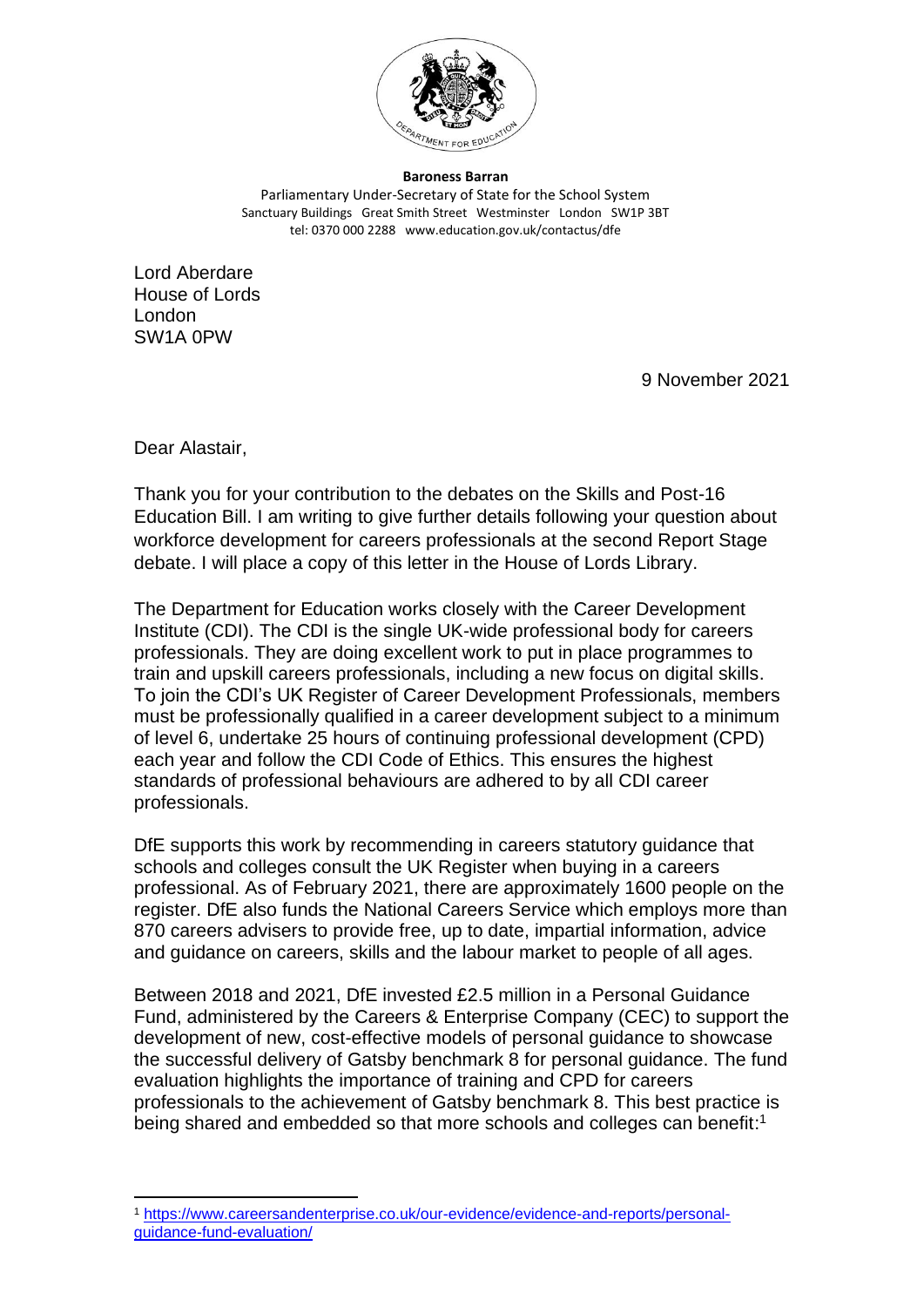**Baroness Barran**
Parliamentary Under-Secretary of State for the School System
Sanctuary Buildings Great Smith Street Westminster London SW1P 3BT
tel: 0370 000 2288 www.education.gov.uk/contactus/dfe

Lord Aberdare
House of Lords
London
SW1A 0PW

9 November 2021

Dear Alastair,

Thank you for your contribution to the debates on the Skills and Post-16 Education Bill. I am writing to give further details following your question about workforce development for careers professionals at the second Report Stage debate. I will place a copy of this letter in the House of Lords Library.

The Department for Education works closely with the Career Development Institute (CDI). The CDI is the single UK-wide professional body for careers professionals. They are doing excellent work to put in place programmes to train and upskill careers professionals, including a new focus on digital skills. To join the CDI's UK Register of Career Development Professionals, members must be professionally qualified in a career development subject to a minimum of level 6, undertake 25 hours of continuing professional development (CPD) each year and follow the CDI Code of Ethics. This ensures the highest standards of professional behaviours are adhered to by all CDI career professionals.

DfE supports this work by recommending in careers statutory guidance that schools and colleges consult the UK Register when buying in a careers professional. As of February 2021, there are approximately 1600 people on the register. DfE also funds the National Careers Service which employs more than 870 careers advisers to provide free, up to date, impartial information, advice and guidance on careers, skills and the labour market to people of all ages.

Between 2018 and 2021, DfE invested £2.5 million in a Personal Guidance Fund, administered by the Careers & Enterprise Company (CEC) to support the development of new, cost-effective models of personal guidance to showcase the successful delivery of Gatsby benchmark 8 for personal guidance. The fund evaluation highlights the importance of training and CPD for careers professionals to the achievement of Gatsby benchmark 8. This best practice is being shared and embedded so that more schools and colleges can benefit:[1]

---

[1] https://www.careersandenterprise.co.uk/our-evidence/evidence-and-reports/personal-guidance-fund-evaluation/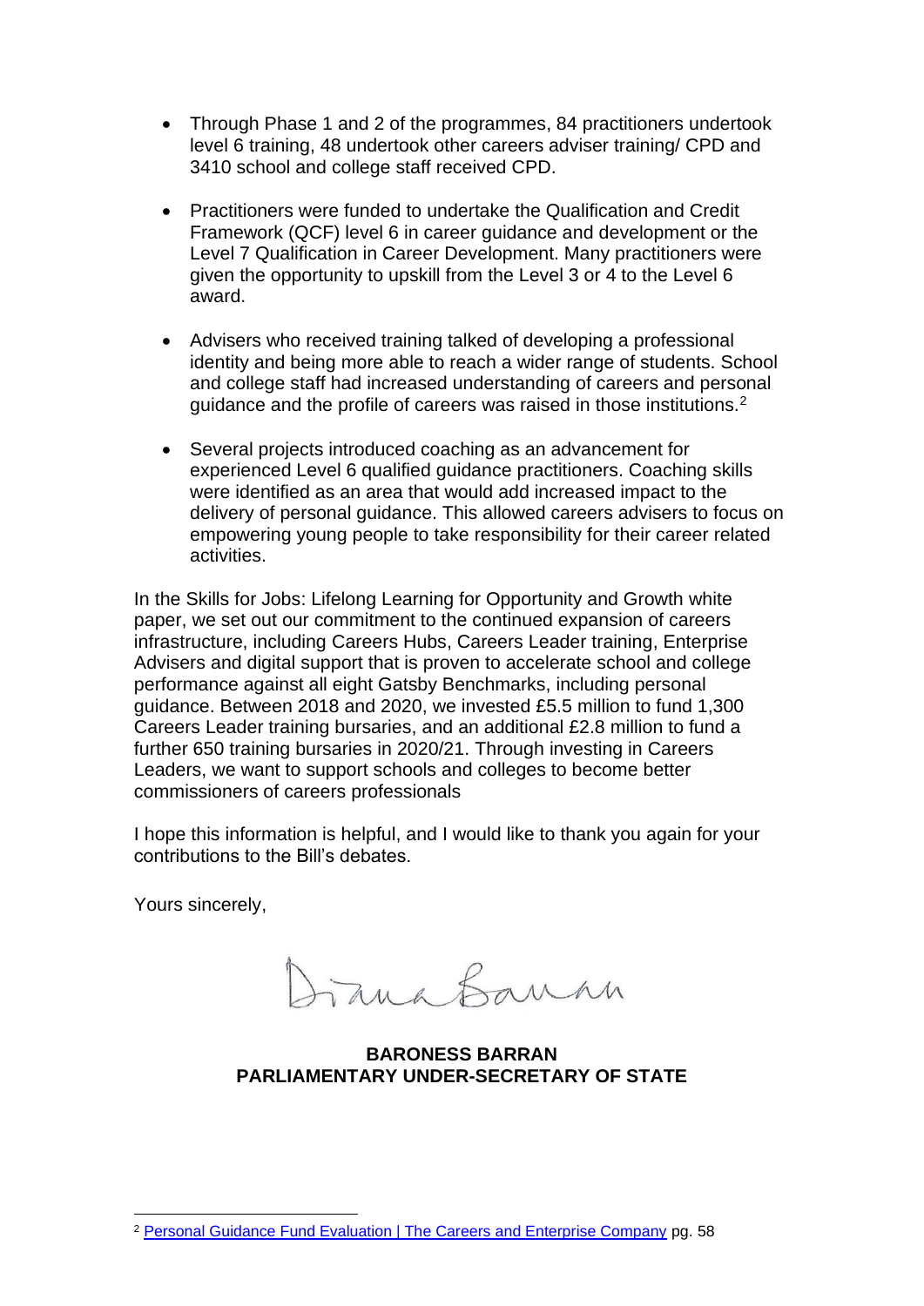- Through Phase 1 and 2 of the programmes, 84 practitioners undertook level 6 training, 48 undertook other careers adviser training/ CPD and 3410 school and college staff received CPD.

- Practitioners were funded to undertake the Qualification and Credit Framework (QCF) level 6 in career guidance and development or the Level 7 Qualification in Career Development. Many practitioners were given the opportunity to upskill from the Level 3 or 4 to the Level 6 award.

- Advisers who received training talked of developing a professional identity and being more able to reach a wider range of students. School and college staff had increased understanding of careers and personal guidance and the profile of careers was raised in those institutions.[2]

- Several projects introduced coaching as an advancement for experienced Level 6 qualified guidance practitioners. Coaching skills were identified as an area that would add increased impact to the delivery of personal guidance. This allowed careers advisers to focus on empowering young people to take responsibility for their career related activities.

In the Skills for Jobs: Lifelong Learning for Opportunity and Growth white paper, we set out our commitment to the continued expansion of careers infrastructure, including Careers Hubs, Careers Leader training, Enterprise Advisers and digital support that is proven to accelerate school and college performance against all eight Gatsby Benchmarks, including personal guidance. Between 2018 and 2020, we invested £5.5 million to fund 1,300 Careers Leader training bursaries, and an additional £2.8 million to fund a further 650 training bursaries in 2020/21. Through investing in Careers Leaders, we want to support schools and colleges to become better commissioners of careers professionals

I hope this information is helpful, and I would like to thank you again for your contributions to the Bill's debates.

Yours sincerely,

Diana Barran

**BARONESS BARRAN**
**PARLIAMENTARY UNDER-SECRETARY OF STATE**

---

[2] Personal Guidance Fund Evaluation | The Careers and Enterprise Company pg. 58